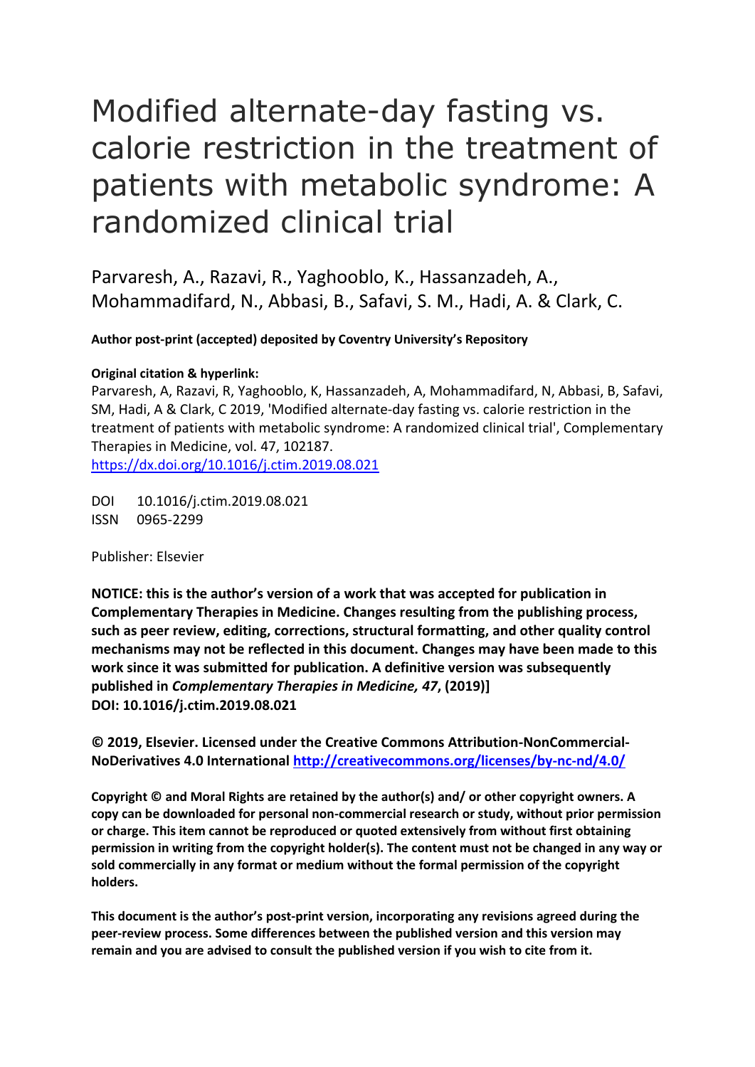# Modified alternate-day fasting vs. calorie restriction in the treatment of patients with metabolic syndrome: A randomized clinical trial

Parvaresh, A., Razavi, R., Yaghooblo, K., Hassanzadeh, A., Mohammadifard, N., Abbasi, B., Safavi, S. M., Hadi, A. & Clark, C.

**Author post-print (accepted) deposited by Coventry University's Repository**

**Original citation & hyperlink:**
Parvaresh, A, Razavi, R, Yaghooblo, K, Hassanzadeh, A, Mohammadifard, N, Abbasi, B, Safavi, SM, Hadi, A & Clark, C 2019, 'Modified alternate-day fasting vs. calorie restriction in the treatment of patients with metabolic syndrome: A randomized clinical trial', Complementary Therapies in Medicine, vol. 47, 102187.
https://dx.doi.org/10.1016/j.ctim.2019.08.021

DOI 10.1016/j.ctim.2019.08.021
ISSN 0965-2299

Publisher: Elsevier

**NOTICE: this is the author's version of a work that was accepted for publication in Complementary Therapies in Medicine. Changes resulting from the publishing process, such as peer review, editing, corrections, structural formatting, and other quality control mechanisms may not be reflected in this document. Changes may have been made to this work since it was submitted for publication. A definitive version was subsequently published in *Complementary Therapies in Medicine, 47*, (2019)]**
**DOI: 10.1016/j.ctim.2019.08.021**

**© 2019, Elsevier. Licensed under the Creative Commons Attribution-NonCommercial-NoDerivatives 4.0 International http://creativecommons.org/licenses/by-nc-nd/4.0/**

**Copyright © and Moral Rights are retained by the author(s) and/ or other copyright owners. A copy can be downloaded for personal non-commercial research or study, without prior permission or charge. This item cannot be reproduced or quoted extensively from without first obtaining permission in writing from the copyright holder(s). The content must not be changed in any way or sold commercially in any format or medium without the formal permission of the copyright holders.**

**This document is the author's post-print version, incorporating any revisions agreed during the peer-review process. Some differences between the published version and this version may remain and you are advised to consult the published version if you wish to cite from it.**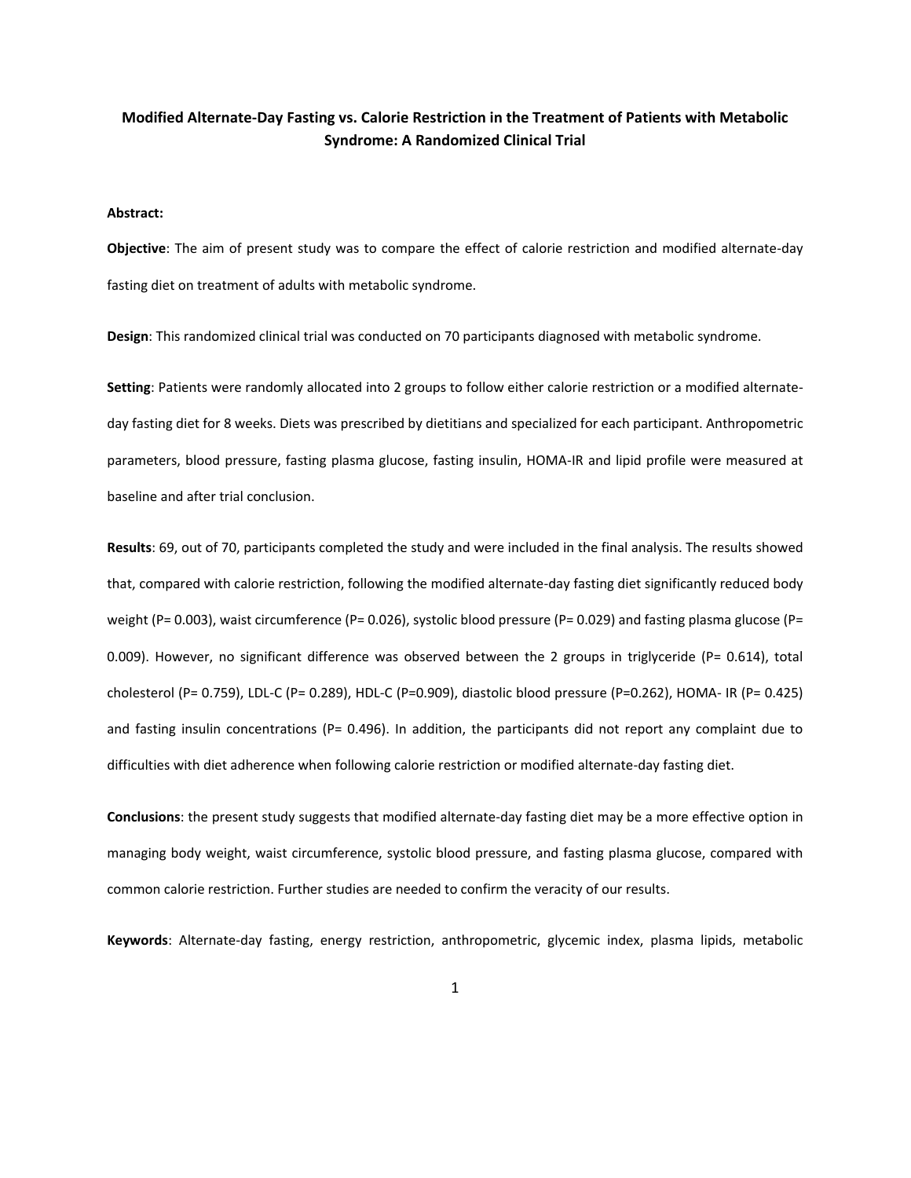# Modified Alternate-Day Fasting vs. Calorie Restriction in the Treatment of Patients with Metabolic Syndrome: A Randomized Clinical Trial

**Abstract:**

**Objective**: The aim of present study was to compare the effect of calorie restriction and modified alternate-day fasting diet on treatment of adults with metabolic syndrome.

**Design**: This randomized clinical trial was conducted on 70 participants diagnosed with metabolic syndrome.

**Setting**: Patients were randomly allocated into 2 groups to follow either calorie restriction or a modified alternate-day fasting diet for 8 weeks. Diets was prescribed by dietitians and specialized for each participant. Anthropometric parameters, blood pressure, fasting plasma glucose, fasting insulin, HOMA-IR and lipid profile were measured at baseline and after trial conclusion.

**Results**: 69, out of 70, participants completed the study and were included in the final analysis. The results showed that, compared with calorie restriction, following the modified alternate-day fasting diet significantly reduced body weight (P= 0.003), waist circumference (P= 0.026), systolic blood pressure (P= 0.029) and fasting plasma glucose (P= 0.009). However, no significant difference was observed between the 2 groups in triglyceride (P= 0.614), total cholesterol (P= 0.759), LDL-C (P= 0.289), HDL-C (P=0.909), diastolic blood pressure (P=0.262), HOMA- IR (P= 0.425) and fasting insulin concentrations (P= 0.496). In addition, the participants did not report any complaint due to difficulties with diet adherence when following calorie restriction or modified alternate-day fasting diet.

**Conclusions**: the present study suggests that modified alternate-day fasting diet may be a more effective option in managing body weight, waist circumference, systolic blood pressure, and fasting plasma glucose, compared with common calorie restriction. Further studies are needed to confirm the veracity of our results.

**Keywords**: Alternate-day fasting, energy restriction, anthropometric, glycemic index, plasma lipids, metabolic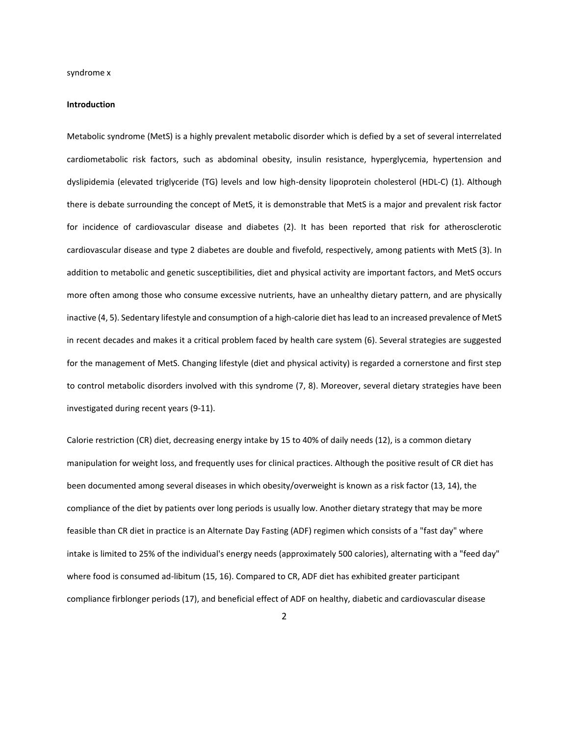syndrome x

**Introduction**

Metabolic syndrome (MetS) is a highly prevalent metabolic disorder which is defied by a set of several interrelated cardiometabolic risk factors, such as abdominal obesity, insulin resistance, hyperglycemia, hypertension and dyslipidemia (elevated triglyceride (TG) levels and low high-density lipoprotein cholesterol (HDL-C) (1). Although there is debate surrounding the concept of MetS, it is demonstrable that MetS is a major and prevalent risk factor for incidence of cardiovascular disease and diabetes (2). It has been reported that risk for atherosclerotic cardiovascular disease and type 2 diabetes are double and fivefold, respectively, among patients with MetS (3). In addition to metabolic and genetic susceptibilities, diet and physical activity are important factors, and MetS occurs more often among those who consume excessive nutrients, have an unhealthy dietary pattern, and are physically inactive (4, 5). Sedentary lifestyle and consumption of a high-calorie diet has lead to an increased prevalence of MetS in recent decades and makes it a critical problem faced by health care system (6). Several strategies are suggested for the management of MetS. Changing lifestyle (diet and physical activity) is regarded a cornerstone and first step to control metabolic disorders involved with this syndrome (7, 8). Moreover, several dietary strategies have been investigated during recent years (9-11).

Calorie restriction (CR) diet, decreasing energy intake by 15 to 40% of daily needs (12), is a common dietary manipulation for weight loss, and frequently uses for clinical practices. Although the positive result of CR diet has been documented among several diseases in which obesity/overweight is known as a risk factor (13, 14), the compliance of the diet by patients over long periods is usually low. Another dietary strategy that may be more feasible than CR diet in practice is an Alternate Day Fasting (ADF) regimen which consists of a "fast day" where intake is limited to 25% of the individual's energy needs (approximately 500 calories), alternating with a "feed day" where food is consumed ad-libitum (15, 16). Compared to CR, ADF diet has exhibited greater participant compliance firblonger periods (17), and beneficial effect of ADF on healthy, diabetic and cardiovascular disease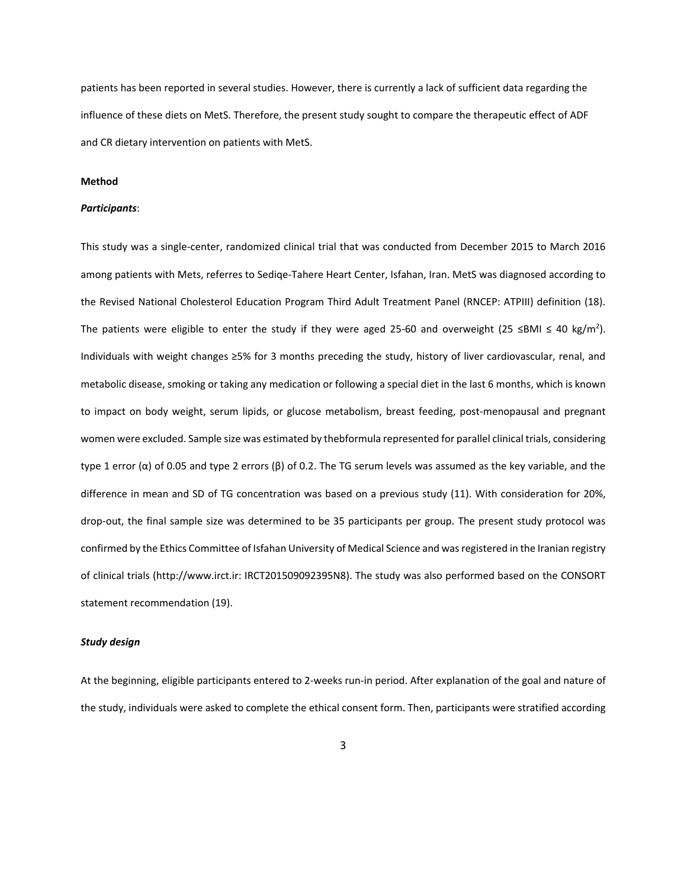patients has been reported in several studies. However, there is currently a lack of sufficient data regarding the influence of these diets on MetS. Therefore, the present study sought to compare the therapeutic effect of ADF and CR dietary intervention on patients with MetS.

**Method**

***Participants***:

This study was a single-center, randomized clinical trial that was conducted from December 2015 to March 2016 among patients with Mets, referres to Sediqe-Tahere Heart Center, Isfahan, Iran. MetS was diagnosed according to the Revised National Cholesterol Education Program Third Adult Treatment Panel (RNCEP: ATPIII) definition (18). The patients were eligible to enter the study if they were aged 25-60 and overweight (25 ≤BMI ≤ 40 kg/m$^2$). Individuals with weight changes ≥5% for 3 months preceding the study, history of liver cardiovascular, renal, and metabolic disease, smoking or taking any medication or following a special diet in the last 6 months, which is known to impact on body weight, serum lipids, or glucose metabolism, breast feeding, post-menopausal and pregnant women were excluded. Sample size was estimated by thebformula represented for parallel clinical trials, considering type 1 error (α) of 0.05 and type 2 errors (β) of 0.2. The TG serum levels was assumed as the key variable, and the difference in mean and SD of TG concentration was based on a previous study (11). With consideration for 20%, drop-out, the final sample size was determined to be 35 participants per group. The present study protocol was confirmed by the Ethics Committee of Isfahan University of Medical Science and was registered in the Iranian registry of clinical trials (http://www.irct.ir: IRCT201509092395N8). The study was also performed based on the CONSORT statement recommendation (19).

***Study design***

At the beginning, eligible participants entered to 2-weeks run-in period. After explanation of the goal and nature of the study, individuals were asked to complete the ethical consent form. Then, participants were stratified according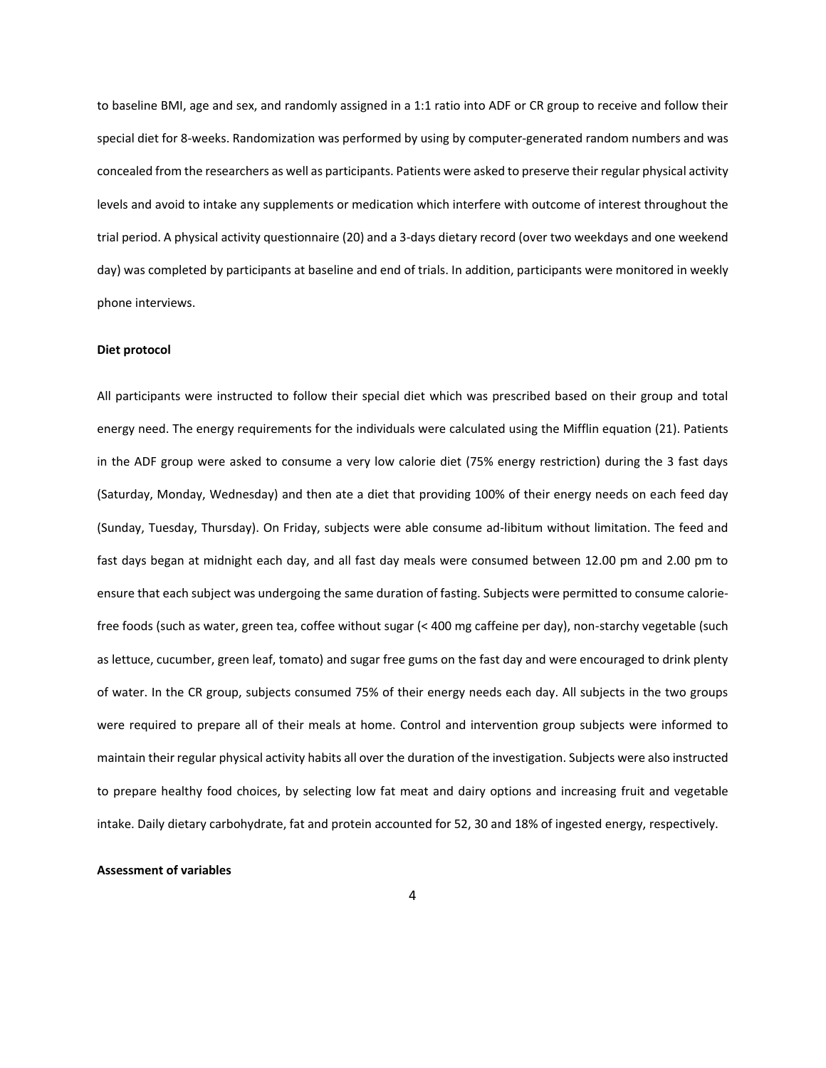to baseline BMI, age and sex, and randomly assigned in a 1:1 ratio into ADF or CR group to receive and follow their special diet for 8-weeks. Randomization was performed by using by computer-generated random numbers and was concealed from the researchers as well as participants. Patients were asked to preserve their regular physical activity levels and avoid to intake any supplements or medication which interfere with outcome of interest throughout the trial period. A physical activity questionnaire (20) and a 3-days dietary record (over two weekdays and one weekend day) was completed by participants at baseline and end of trials. In addition, participants were monitored in weekly phone interviews.

**Diet protocol**

All participants were instructed to follow their special diet which was prescribed based on their group and total energy need. The energy requirements for the individuals were calculated using the Mifflin equation (21). Patients in the ADF group were asked to consume a very low calorie diet (75% energy restriction) during the 3 fast days (Saturday, Monday, Wednesday) and then ate a diet that providing 100% of their energy needs on each feed day (Sunday, Tuesday, Thursday). On Friday, subjects were able consume ad-libitum without limitation. The feed and fast days began at midnight each day, and all fast day meals were consumed between 12.00 pm and 2.00 pm to ensure that each subject was undergoing the same duration of fasting. Subjects were permitted to consume calorie-free foods (such as water, green tea, coffee without sugar (< 400 mg caffeine per day), non-starchy vegetable (such as lettuce, cucumber, green leaf, tomato) and sugar free gums on the fast day and were encouraged to drink plenty of water. In the CR group, subjects consumed 75% of their energy needs each day. All subjects in the two groups were required to prepare all of their meals at home. Control and intervention group subjects were informed to maintain their regular physical activity habits all over the duration of the investigation. Subjects were also instructed to prepare healthy food choices, by selecting low fat meat and dairy options and increasing fruit and vegetable intake. Daily dietary carbohydrate, fat and protein accounted for 52, 30 and 18% of ingested energy, respectively.

**Assessment of variables**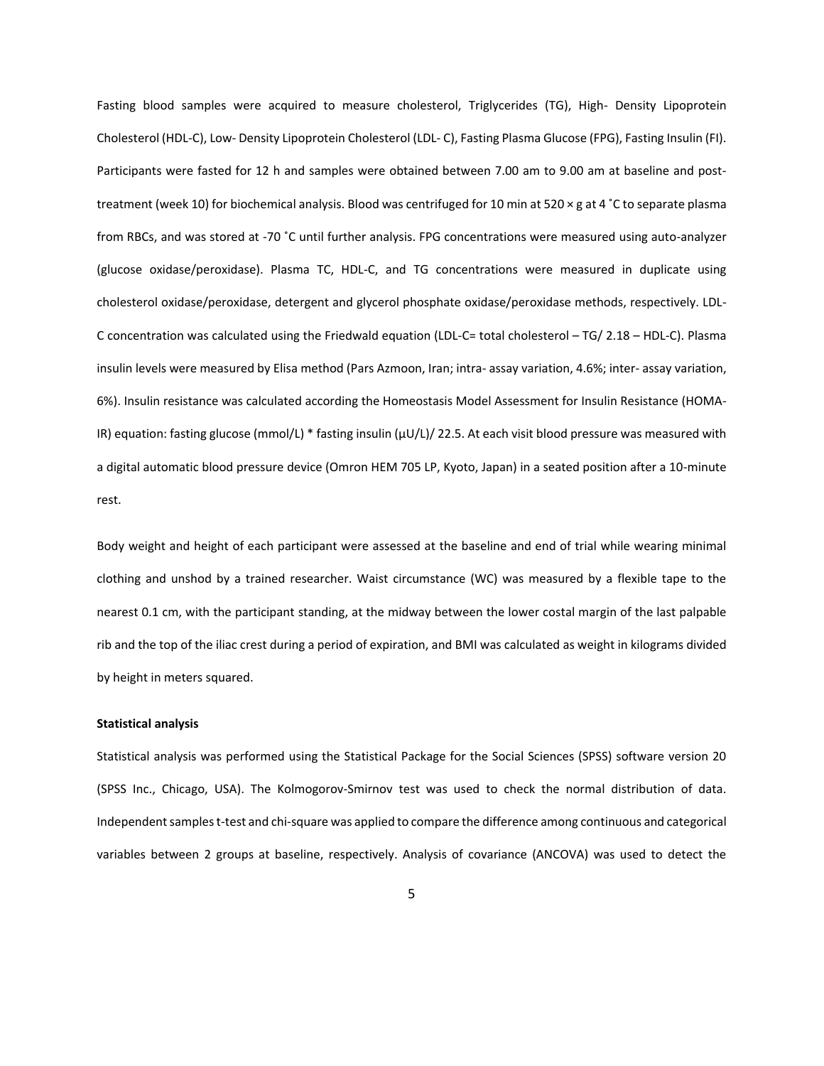Fasting blood samples were acquired to measure cholesterol, Triglycerides (TG), High- Density Lipoprotein Cholesterol (HDL-C), Low- Density Lipoprotein Cholesterol (LDL- C), Fasting Plasma Glucose (FPG), Fasting Insulin (FI). Participants were fasted for 12 h and samples were obtained between 7.00 am to 9.00 am at baseline and post-treatment (week 10) for biochemical analysis. Blood was centrifuged for 10 min at 520 × g at 4 ˚C to separate plasma from RBCs, and was stored at -70 ˚C until further analysis. FPG concentrations were measured using auto-analyzer (glucose oxidase/peroxidase). Plasma TC, HDL-C, and TG concentrations were measured in duplicate using cholesterol oxidase/peroxidase, detergent and glycerol phosphate oxidase/peroxidase methods, respectively. LDL-C concentration was calculated using the Friedwald equation (LDL-C= total cholesterol – TG/ 2.18 – HDL-C). Plasma insulin levels were measured by Elisa method (Pars Azmoon, Iran; intra- assay variation, 4.6%; inter- assay variation, 6%). Insulin resistance was calculated according the Homeostasis Model Assessment for Insulin Resistance (HOMA-IR) equation: fasting glucose (mmol/L) * fasting insulin (μU/L)/ 22.5. At each visit blood pressure was measured with a digital automatic blood pressure device (Omron HEM 705 LP, Kyoto, Japan) in a seated position after a 10-minute rest.

Body weight and height of each participant were assessed at the baseline and end of trial while wearing minimal clothing and unshod by a trained researcher. Waist circumstance (WC) was measured by a flexible tape to the nearest 0.1 cm, with the participant standing, at the midway between the lower costal margin of the last palpable rib and the top of the iliac crest during a period of expiration, and BMI was calculated as weight in kilograms divided by height in meters squared.

**Statistical analysis**

Statistical analysis was performed using the Statistical Package for the Social Sciences (SPSS) software version 20 (SPSS Inc., Chicago, USA). The Kolmogorov-Smirnov test was used to check the normal distribution of data. Independent samples t-test and chi-square was applied to compare the difference among continuous and categorical variables between 2 groups at baseline, respectively. Analysis of covariance (ANCOVA) was used to detect the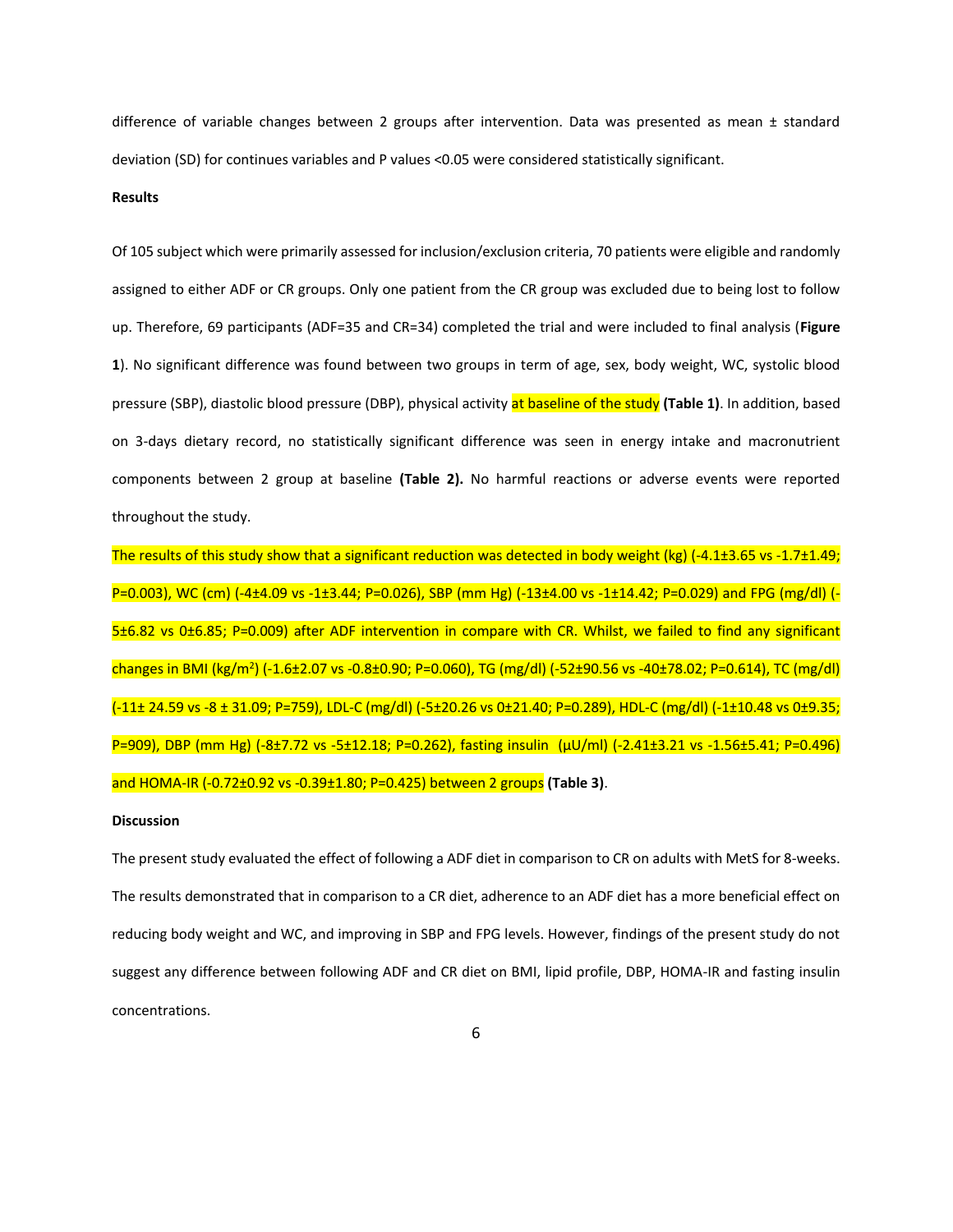difference of variable changes between 2 groups after intervention. Data was presented as mean ± standard deviation (SD) for continues variables and P values <0.05 were considered statistically significant.

**Results**

Of 105 subject which were primarily assessed for inclusion/exclusion criteria, 70 patients were eligible and randomly assigned to either ADF or CR groups. Only one patient from the CR group was excluded due to being lost to follow up. Therefore, 69 participants (ADF=35 and CR=34) completed the trial and were included to final analysis (**Figure 1**). No significant difference was found between two groups in term of age, sex, body weight, WC, systolic blood pressure (SBP), diastolic blood pressure (DBP), physical activity at baseline of the study **(Table 1)**. In addition, based on 3-days dietary record, no statistically significant difference was seen in energy intake and macronutrient components between 2 group at baseline **(Table 2).** No harmful reactions or adverse events were reported throughout the study.

The results of this study show that a significant reduction was detected in body weight (kg) (-4.1±3.65 vs -1.7±1.49; P=0.003), WC (cm) (-4±4.09 vs -1±3.44; P=0.026), SBP (mm Hg) (-13±4.00 vs -1±14.42; P=0.029) and FPG (mg/dl) (-5±6.82 vs 0±6.85; P=0.009) after ADF intervention in compare with CR. Whilst, we failed to find any significant changes in BMI (kg/m$^2$) (-1.6±2.07 vs -0.8±0.90; P=0.060), TG (mg/dl) (-52±90.56 vs -40±78.02; P=0.614), TC (mg/dl) (-11± 24.59 vs -8 ± 31.09; P=759), LDL-C (mg/dl) (-5±20.26 vs 0±21.40; P=0.289), HDL-C (mg/dl) (-1±10.48 vs 0±9.35; P=909), DBP (mm Hg) (-8±7.72 vs -5±12.18; P=0.262), fasting insulin (µU/ml) (-2.41±3.21 vs -1.56±5.41; P=0.496) and HOMA-IR (-0.72±0.92 vs -0.39±1.80; P=0.425) between 2 groups **(Table 3)**.

**Discussion**

The present study evaluated the effect of following a ADF diet in comparison to CR on adults with MetS for 8-weeks. The results demonstrated that in comparison to a CR diet, adherence to an ADF diet has a more beneficial effect on reducing body weight and WC, and improving in SBP and FPG levels. However, findings of the present study do not suggest any difference between following ADF and CR diet on BMI, lipid profile, DBP, HOMA-IR and fasting insulin concentrations.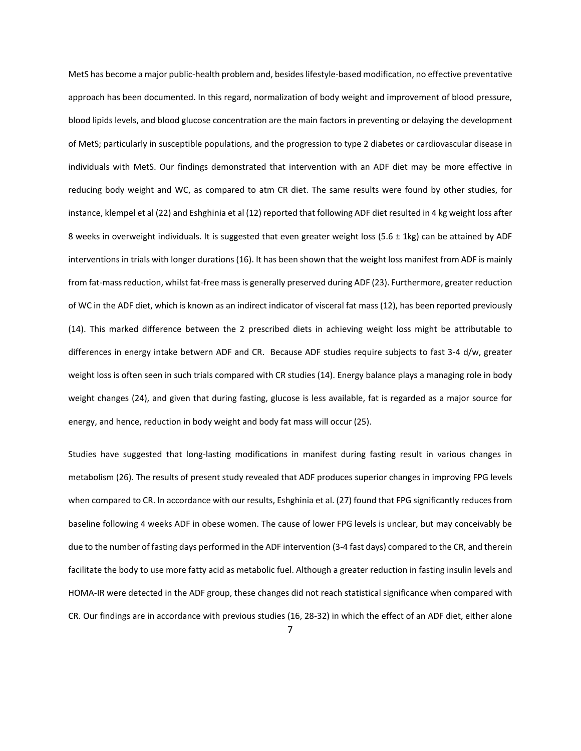MetS has become a major public-health problem and, besides lifestyle-based modification, no effective preventative approach has been documented. In this regard, normalization of body weight and improvement of blood pressure, blood lipids levels, and blood glucose concentration are the main factors in preventing or delaying the development of MetS; particularly in susceptible populations, and the progression to type 2 diabetes or cardiovascular disease in individuals with MetS. Our findings demonstrated that intervention with an ADF diet may be more effective in reducing body weight and WC, as compared to atm CR diet. The same results were found by other studies, for instance, klempel et al (22) and Eshghinia et al (12) reported that following ADF diet resulted in 4 kg weight loss after 8 weeks in overweight individuals. It is suggested that even greater weight loss (5.6 ± 1kg) can be attained by ADF interventions in trials with longer durations (16). It has been shown that the weight loss manifest from ADF is mainly from fat-mass reduction, whilst fat-free mass is generally preserved during ADF (23). Furthermore, greater reduction of WC in the ADF diet, which is known as an indirect indicator of visceral fat mass (12), has been reported previously (14). This marked difference between the 2 prescribed diets in achieving weight loss might be attributable to differences in energy intake betwern ADF and CR.  Because ADF studies require subjects to fast 3-4 d/w, greater weight loss is often seen in such trials compared with CR studies (14). Energy balance plays a managing role in body weight changes (24), and given that during fasting, glucose is less available, fat is regarded as a major source for energy, and hence, reduction in body weight and body fat mass will occur (25).

Studies have suggested that long-lasting modifications in manifest during fasting result in various changes in metabolism (26). The results of present study revealed that ADF produces superior changes in improving FPG levels when compared to CR. In accordance with our results, Eshghinia et al. (27) found that FPG significantly reduces from baseline following 4 weeks ADF in obese women. The cause of lower FPG levels is unclear, but may conceivably be due to the number of fasting days performed in the ADF intervention (3-4 fast days) compared to the CR, and therein facilitate the body to use more fatty acid as metabolic fuel. Although a greater reduction in fasting insulin levels and HOMA-IR were detected in the ADF group, these changes did not reach statistical significance when compared with CR. Our findings are in accordance with previous studies (16, 28-32) in which the effect of an ADF diet, either alone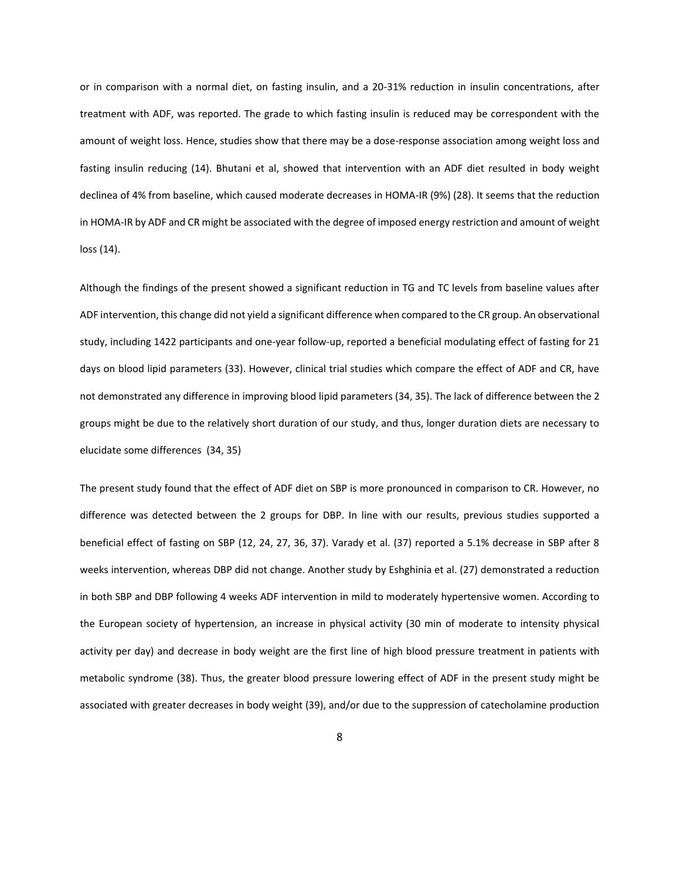or in comparison with a normal diet, on fasting insulin, and a 20-31% reduction in insulin concentrations, after treatment with ADF, was reported. The grade to which fasting insulin is reduced may be correspondent with the amount of weight loss. Hence, studies show that there may be a dose-response association among weight loss and fasting insulin reducing (14). Bhutani et al, showed that intervention with an ADF diet resulted in body weight declinea of 4% from baseline, which caused moderate decreases in HOMA-IR (9%) (28). It seems that the reduction in HOMA-IR by ADF and CR might be associated with the degree of imposed energy restriction and amount of weight loss (14).

Although the findings of the present showed a significant reduction in TG and TC levels from baseline values after ADF intervention, this change did not yield a significant difference when compared to the CR group. An observational study, including 1422 participants and one-year follow-up, reported a beneficial modulating effect of fasting for 21 days on blood lipid parameters (33). However, clinical trial studies which compare the effect of ADF and CR, have not demonstrated any difference in improving blood lipid parameters (34, 35). The lack of difference between the 2 groups might be due to the relatively short duration of our study, and thus, longer duration diets are necessary to elucidate some differences (34, 35)

The present study found that the effect of ADF diet on SBP is more pronounced in comparison to CR. However, no difference was detected between the 2 groups for DBP. In line with our results, previous studies supported a beneficial effect of fasting on SBP (12, 24, 27, 36, 37). Varady et al. (37) reported a 5.1% decrease in SBP after 8 weeks intervention, whereas DBP did not change. Another study by Eshghinia et al. (27) demonstrated a reduction in both SBP and DBP following 4 weeks ADF intervention in mild to moderately hypertensive women. According to the European society of hypertension, an increase in physical activity (30 min of moderate to intensity physical activity per day) and decrease in body weight are the first line of high blood pressure treatment in patients with metabolic syndrome (38). Thus, the greater blood pressure lowering effect of ADF in the present study might be associated with greater decreases in body weight (39), and/or due to the suppression of catecholamine production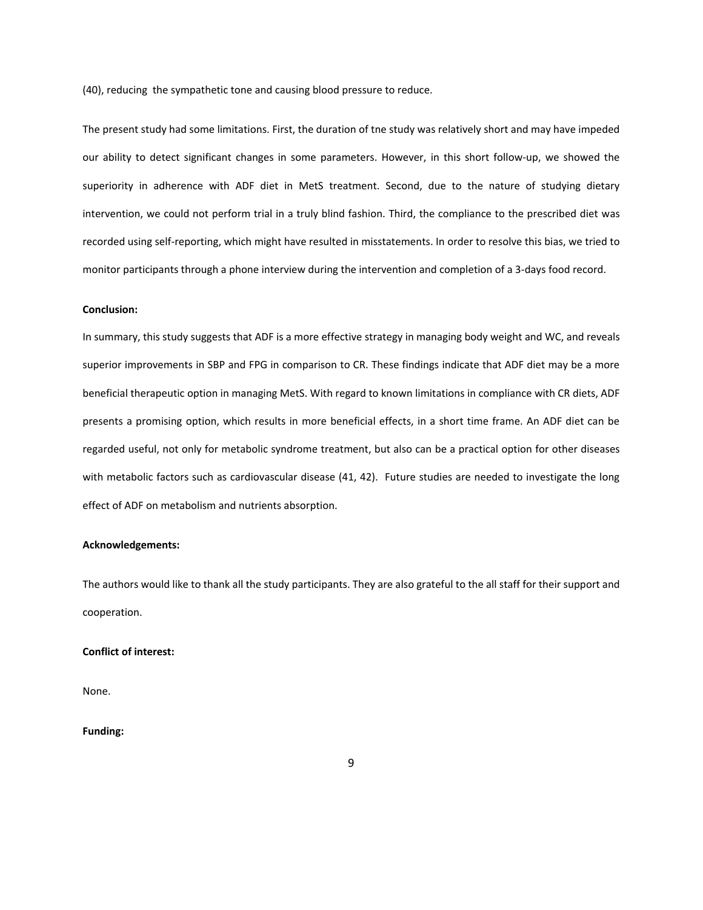(40), reducing the sympathetic tone and causing blood pressure to reduce.

The present study had some limitations. First, the duration of tne study was relatively short and may have impeded our ability to detect significant changes in some parameters. However, in this short follow-up, we showed the superiority in adherence with ADF diet in MetS treatment. Second, due to the nature of studying dietary intervention, we could not perform trial in a truly blind fashion. Third, the compliance to the prescribed diet was recorded using self-reporting, which might have resulted in misstatements. In order to resolve this bias, we tried to monitor participants through a phone interview during the intervention and completion of a 3-days food record.

**Conclusion:**

In summary, this study suggests that ADF is a more effective strategy in managing body weight and WC, and reveals superior improvements in SBP and FPG in comparison to CR. These findings indicate that ADF diet may be a more beneficial therapeutic option in managing MetS. With regard to known limitations in compliance with CR diets, ADF presents a promising option, which results in more beneficial effects, in a short time frame. An ADF diet can be regarded useful, not only for metabolic syndrome treatment, but also can be a practical option for other diseases with metabolic factors such as cardiovascular disease (41, 42). Future studies are needed to investigate the long effect of ADF on metabolism and nutrients absorption.

**Acknowledgements:**

The authors would like to thank all the study participants. They are also grateful to the all staff for their support and cooperation.

**Conflict of interest:**

None.

**Funding:**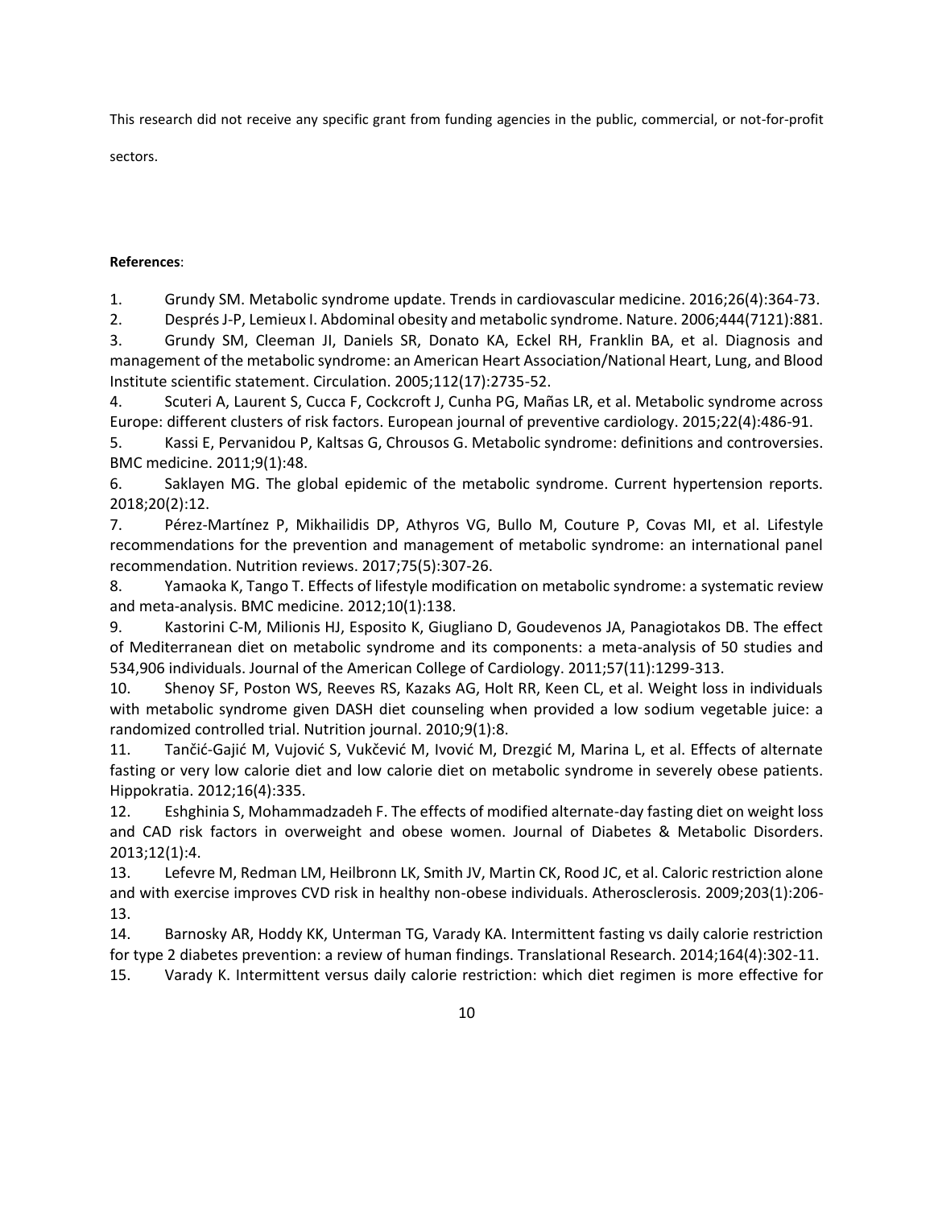This research did not receive any specific grant from funding agencies in the public, commercial, or not-for-profit sectors.

**References**:

1. Grundy SM. Metabolic syndrome update. Trends in cardiovascular medicine. 2016;26(4):364-73.
2. Després J-P, Lemieux I. Abdominal obesity and metabolic syndrome. Nature. 2006;444(7121):881.
3. Grundy SM, Cleeman JI, Daniels SR, Donato KA, Eckel RH, Franklin BA, et al. Diagnosis and management of the metabolic syndrome: an American Heart Association/National Heart, Lung, and Blood Institute scientific statement. Circulation. 2005;112(17):2735-52.
4. Scuteri A, Laurent S, Cucca F, Cockcroft J, Cunha PG, Mañas LR, et al. Metabolic syndrome across Europe: different clusters of risk factors. European journal of preventive cardiology. 2015;22(4):486-91.
5. Kassi E, Pervanidou P, Kaltsas G, Chrousos G. Metabolic syndrome: definitions and controversies. BMC medicine. 2011;9(1):48.
6. Saklayen MG. The global epidemic of the metabolic syndrome. Current hypertension reports. 2018;20(2):12.
7. Pérez-Martínez P, Mikhailidis DP, Athyros VG, Bullo M, Couture P, Covas MI, et al. Lifestyle recommendations for the prevention and management of metabolic syndrome: an international panel recommendation. Nutrition reviews. 2017;75(5):307-26.
8. Yamaoka K, Tango T. Effects of lifestyle modification on metabolic syndrome: a systematic review and meta-analysis. BMC medicine. 2012;10(1):138.
9. Kastorini C-M, Milionis HJ, Esposito K, Giugliano D, Goudevenos JA, Panagiotakos DB. The effect of Mediterranean diet on metabolic syndrome and its components: a meta-analysis of 50 studies and 534,906 individuals. Journal of the American College of Cardiology. 2011;57(11):1299-313.
10. Shenoy SF, Poston WS, Reeves RS, Kazaks AG, Holt RR, Keen CL, et al. Weight loss in individuals with metabolic syndrome given DASH diet counseling when provided a low sodium vegetable juice: a randomized controlled trial. Nutrition journal. 2010;9(1):8.
11. Tančić-Gajić M, Vujović S, Vukčević M, Ivović M, Drezgić M, Marina L, et al. Effects of alternate fasting or very low calorie diet and low calorie diet on metabolic syndrome in severely obese patients. Hippokratia. 2012;16(4):335.
12. Eshghinia S, Mohammadzadeh F. The effects of modified alternate-day fasting diet on weight loss and CAD risk factors in overweight and obese women. Journal of Diabetes & Metabolic Disorders. 2013;12(1):4.
13. Lefevre M, Redman LM, Heilbronn LK, Smith JV, Martin CK, Rood JC, et al. Caloric restriction alone and with exercise improves CVD risk in healthy non-obese individuals. Atherosclerosis. 2009;203(1):206-13.
14. Barnosky AR, Hoddy KK, Unterman TG, Varady KA. Intermittent fasting vs daily calorie restriction for type 2 diabetes prevention: a review of human findings. Translational Research. 2014;164(4):302-11.
15. Varady K. Intermittent versus daily calorie restriction: which diet regimen is more effective for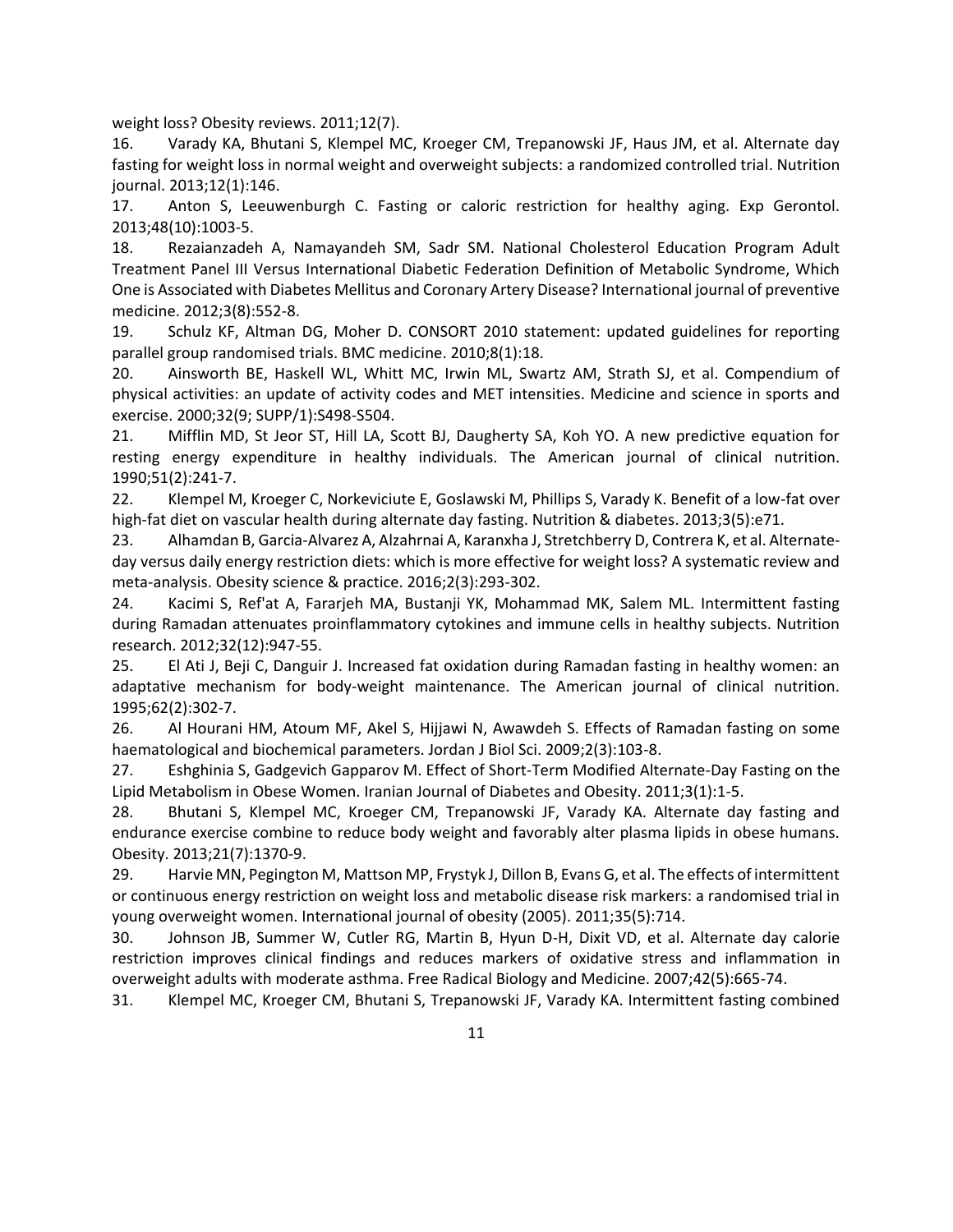weight loss? Obesity reviews. 2011;12(7).

16. Varady KA, Bhutani S, Klempel MC, Kroeger CM, Trepanowski JF, Haus JM, et al. Alternate day fasting for weight loss in normal weight and overweight subjects: a randomized controlled trial. Nutrition journal. 2013;12(1):146.

17. Anton S, Leeuwenburgh C. Fasting or caloric restriction for healthy aging. Exp Gerontol. 2013;48(10):1003-5.

18. Rezaianzadeh A, Namayandeh SM, Sadr SM. National Cholesterol Education Program Adult Treatment Panel III Versus International Diabetic Federation Definition of Metabolic Syndrome, Which One is Associated with Diabetes Mellitus and Coronary Artery Disease? International journal of preventive medicine. 2012;3(8):552-8.

19. Schulz KF, Altman DG, Moher D. CONSORT 2010 statement: updated guidelines for reporting parallel group randomised trials. BMC medicine. 2010;8(1):18.

20. Ainsworth BE, Haskell WL, Whitt MC, Irwin ML, Swartz AM, Strath SJ, et al. Compendium of physical activities: an update of activity codes and MET intensities. Medicine and science in sports and exercise. 2000;32(9; SUPP/1):S498-S504.

21. Mifflin MD, St Jeor ST, Hill LA, Scott BJ, Daugherty SA, Koh YO. A new predictive equation for resting energy expenditure in healthy individuals. The American journal of clinical nutrition. 1990;51(2):241-7.

22. Klempel M, Kroeger C, Norkeviciute E, Goslawski M, Phillips S, Varady K. Benefit of a low-fat over high-fat diet on vascular health during alternate day fasting. Nutrition & diabetes. 2013;3(5):e71.

23. Alhamdan B, Garcia-Alvarez A, Alzahrnai A, Karanxha J, Stretchberry D, Contrera K, et al. Alternate-day versus daily energy restriction diets: which is more effective for weight loss? A systematic review and meta-analysis. Obesity science & practice. 2016;2(3):293-302.

24. Kacimi S, Ref'at A, Fararjeh MA, Bustanji YK, Mohammad MK, Salem ML. Intermittent fasting during Ramadan attenuates proinflammatory cytokines and immune cells in healthy subjects. Nutrition research. 2012;32(12):947-55.

25. El Ati J, Beji C, Danguir J. Increased fat oxidation during Ramadan fasting in healthy women: an adaptative mechanism for body-weight maintenance. The American journal of clinical nutrition. 1995;62(2):302-7.

26. Al Hourani HM, Atoum MF, Akel S, Hijjawi N, Awawdeh S. Effects of Ramadan fasting on some haematological and biochemical parameters. Jordan J Biol Sci. 2009;2(3):103-8.

27. Eshghinia S, Gadgevich Gapparov M. Effect of Short-Term Modified Alternate-Day Fasting on the Lipid Metabolism in Obese Women. Iranian Journal of Diabetes and Obesity. 2011;3(1):1-5.

28. Bhutani S, Klempel MC, Kroeger CM, Trepanowski JF, Varady KA. Alternate day fasting and endurance exercise combine to reduce body weight and favorably alter plasma lipids in obese humans. Obesity. 2013;21(7):1370-9.

29. Harvie MN, Pegington M, Mattson MP, Frystyk J, Dillon B, Evans G, et al. The effects of intermittent or continuous energy restriction on weight loss and metabolic disease risk markers: a randomised trial in young overweight women. International journal of obesity (2005). 2011;35(5):714.

30. Johnson JB, Summer W, Cutler RG, Martin B, Hyun D-H, Dixit VD, et al. Alternate day calorie restriction improves clinical findings and reduces markers of oxidative stress and inflammation in overweight adults with moderate asthma. Free Radical Biology and Medicine. 2007;42(5):665-74.

31. Klempel MC, Kroeger CM, Bhutani S, Trepanowski JF, Varady KA. Intermittent fasting combined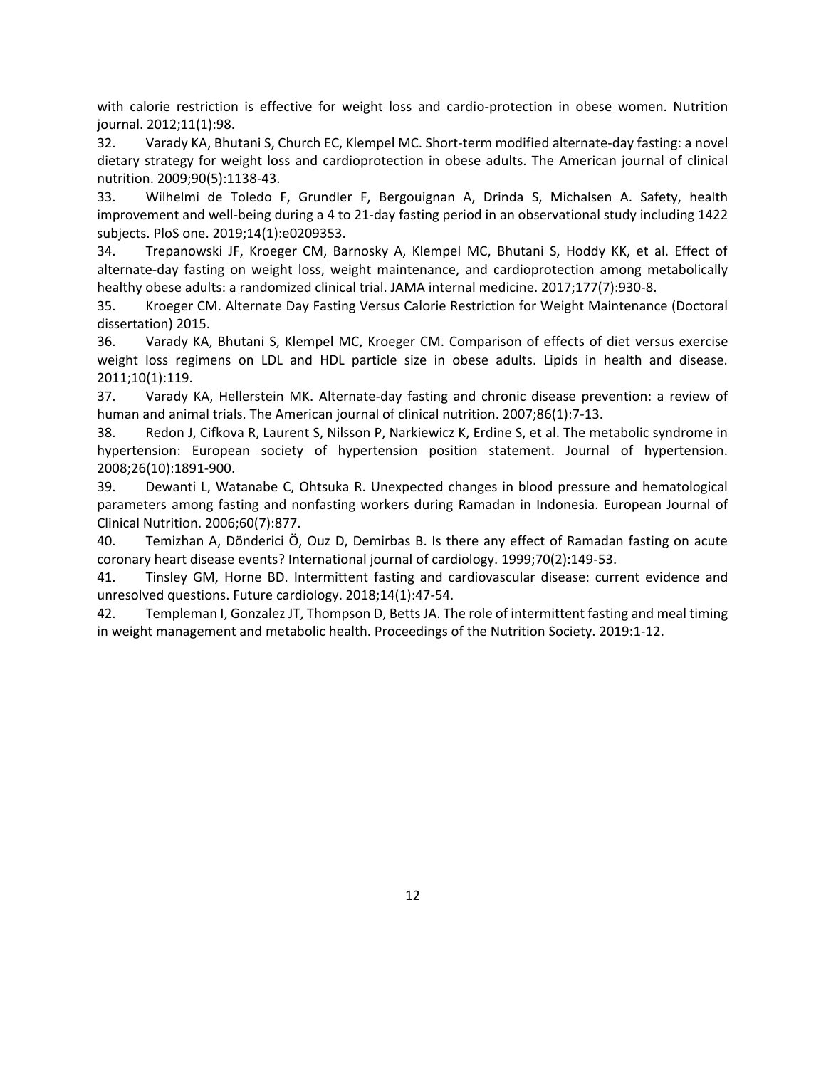with calorie restriction is effective for weight loss and cardio-protection in obese women. Nutrition journal. 2012;11(1):98.

32. Varady KA, Bhutani S, Church EC, Klempel MC. Short-term modified alternate-day fasting: a novel dietary strategy for weight loss and cardioprotection in obese adults. The American journal of clinical nutrition. 2009;90(5):1138-43.

33. Wilhelmi de Toledo F, Grundler F, Bergouignan A, Drinda S, Michalsen A. Safety, health improvement and well-being during a 4 to 21-day fasting period in an observational study including 1422 subjects. PloS one. 2019;14(1):e0209353.

34. Trepanowski JF, Kroeger CM, Barnosky A, Klempel MC, Bhutani S, Hoddy KK, et al. Effect of alternate-day fasting on weight loss, weight maintenance, and cardioprotection among metabolically healthy obese adults: a randomized clinical trial. JAMA internal medicine. 2017;177(7):930-8.

35. Kroeger CM. Alternate Day Fasting Versus Calorie Restriction for Weight Maintenance (Doctoral dissertation) 2015.

36. Varady KA, Bhutani S, Klempel MC, Kroeger CM. Comparison of effects of diet versus exercise weight loss regimens on LDL and HDL particle size in obese adults. Lipids in health and disease. 2011;10(1):119.

37. Varady KA, Hellerstein MK. Alternate-day fasting and chronic disease prevention: a review of human and animal trials. The American journal of clinical nutrition. 2007;86(1):7-13.

38. Redon J, Cifkova R, Laurent S, Nilsson P, Narkiewicz K, Erdine S, et al. The metabolic syndrome in hypertension: European society of hypertension position statement. Journal of hypertension. 2008;26(10):1891-900.

39. Dewanti L, Watanabe C, Ohtsuka R. Unexpected changes in blood pressure and hematological parameters among fasting and nonfasting workers during Ramadan in Indonesia. European Journal of Clinical Nutrition. 2006;60(7):877.

40. Temizhan A, Dönderici Ö, Ouz D, Demirbas B. Is there any effect of Ramadan fasting on acute coronary heart disease events? International journal of cardiology. 1999;70(2):149-53.

41. Tinsley GM, Horne BD. Intermittent fasting and cardiovascular disease: current evidence and unresolved questions. Future cardiology. 2018;14(1):47-54.

42. Templeman I, Gonzalez JT, Thompson D, Betts JA. The role of intermittent fasting and meal timing in weight management and metabolic health. Proceedings of the Nutrition Society. 2019:1-12.